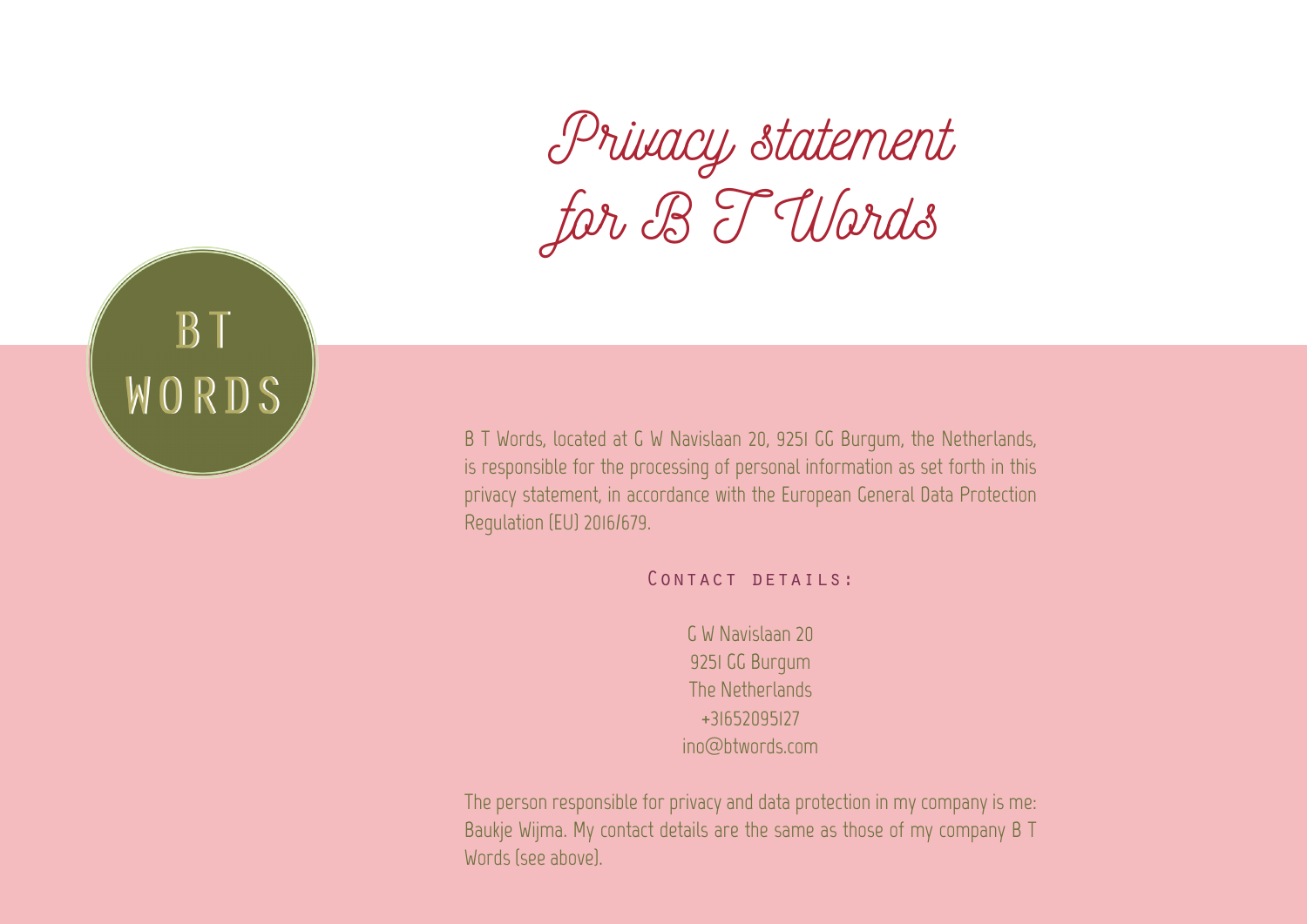# Privacy statement for B T Words

B T
WORDS

B T Words, located at G W Navislaan 20, 9251 GG Burgum, the Netherlands, is responsible for the processing of personal information as set forth in this privacy statement, in accordance with the European General Data Protection Regulation (EU) 2016/679.

### Contact details:

G W Navislaan 20
9251 GG Burgum
The Netherlands
+31652095127
ino@btwords.com

The person responsible for privacy and data protection in my company is me: Baukje Wijma. My contact details are the same as those of my company B T Words (see above).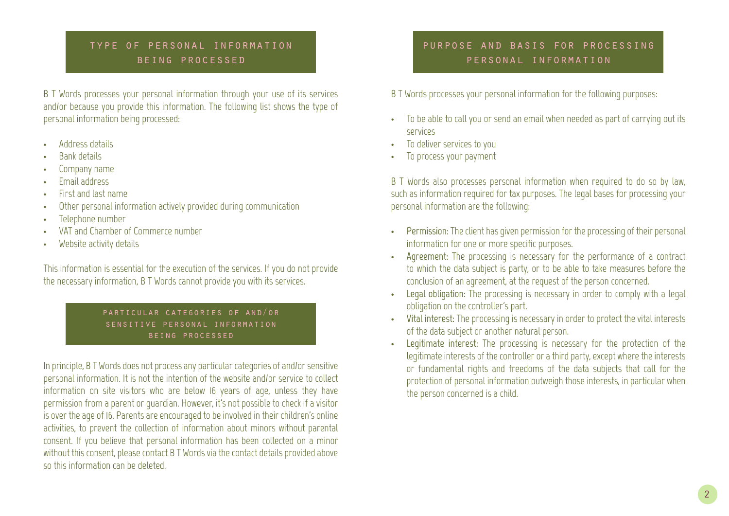## TYPE OF PERSONAL INFORMATION BEING PROCESSED

B T Words processes your personal information through your use of its services and/or because you provide this information. The following list shows the type of personal information being processed:

- Address details
- Bank details
- Company name
- Email address
- First and last name
- Other personal information actively provided during communication
- Telephone number
- VAT and Chamber of Commerce number
- Website activity details

This information is essential for the execution of the services. If you do not provide the necessary information, B T Words cannot provide you with its services.

### PARTICULAR CATEGORIES OF AND/OR SENSITIVE PERSONAL INFORMATION BEING PROCESSED

In principle, B T Words does not process any particular categories of and/or sensitive personal information. It is not the intention of the website and/or service to collect information on site visitors who are below 16 years of age, unless they have permission from a parent or guardian. However, it's not possible to check if a visitor is over the age of 16. Parents are encouraged to be involved in their children's online activities, to prevent the collection of information about minors without parental consent. If you believe that personal information has been collected on a minor without this consent, please contact B T Words via the contact details provided above so this information can be deleted.

## PURPOSE AND BASIS FOR PROCESSING PERSONAL INFORMATION

B T Words processes your personal information for the following purposes:

- To be able to call you or send an email when needed as part of carrying out its services
- To deliver services to you
- To process your payment

B T Words also processes personal information when required to do so by law, such as information required for tax purposes. The legal bases for processing your personal information are the following:

- **Permission:** The client has given permission for the processing of their personal information for one or more specific purposes.
- **Agreement:** The processing is necessary for the performance of a contract to which the data subject is party, or to be able to take measures before the conclusion of an agreement, at the request of the person concerned.
- **Legal obligation:** The processing is necessary in order to comply with a legal obligation on the controller's part.
- **Vital interest:** The processing is necessary in order to protect the vital interests of the data subject or another natural person.
- **Legitimate interest:** The processing is necessary for the protection of the legitimate interests of the controller or a third party, except where the interests or fundamental rights and freedoms of the data subjects that call for the protection of personal information outweigh those interests, in particular when the person concerned is a child.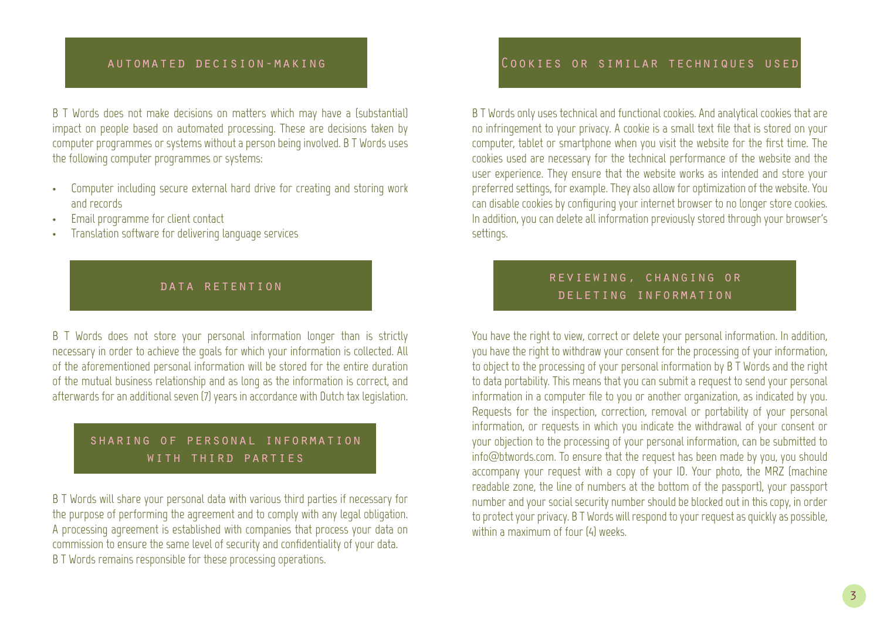## AUTOMATED DECISION-MAKING

B T Words does not make decisions on matters which may have a (substantial) impact on people based on automated processing. These are decisions taken by computer programmes or systems without a person being involved. B T Words uses the following computer programmes or systems:

- Computer including secure external hard drive for creating and storing work and records
- Email programme for client contact
- Translation software for delivering language services

## DATA RETENTION

B T Words does not store your personal information longer than is strictly necessary in order to achieve the goals for which your information is collected. All of the aforementioned personal information will be stored for the entire duration of the mutual business relationship and as long as the information is correct, and afterwards for an additional seven (7) years in accordance with Dutch tax legislation.

## SHARING OF PERSONAL INFORMATION WITH THIRD PARTIES

B T Words will share your personal data with various third parties if necessary for the purpose of performing the agreement and to comply with any legal obligation. A processing agreement is established with companies that process your data on commission to ensure the same level of security and confidentiality of your data. B T Words remains responsible for these processing operations.

## COOKIES OR SIMILAR TECHNIQUES USED

B T Words only uses technical and functional cookies. And analytical cookies that are no infringement to your privacy. A cookie is a small text file that is stored on your computer, tablet or smartphone when you visit the website for the first time. The cookies used are necessary for the technical performance of the website and the user experience. They ensure that the website works as intended and store your preferred settings, for example. They also allow for optimization of the website. You can disable cookies by configuring your internet browser to no longer store cookies. In addition, you can delete all information previously stored through your browser's settings.

## REVIEWING, CHANGING OR DELETING INFORMATION

You have the right to view, correct or delete your personal information. In addition, you have the right to withdraw your consent for the processing of your information, to object to the processing of your personal information by B T Words and the right to data portability. This means that you can submit a request to send your personal information in a computer file to you or another organization, as indicated by you. Requests for the inspection, correction, removal or portability of your personal information, or requests in which you indicate the withdrawal of your consent or your objection to the processing of your personal information, can be submitted to info@btwords.com. To ensure that the request has been made by you, you should accompany your request with a copy of your ID. Your photo, the MRZ (machine readable zone, the line of numbers at the bottom of the passport), your passport number and your social security number should be blocked out in this copy, in order to protect your privacy. B T Words will respond to your request as quickly as possible, within a maximum of four (4) weeks.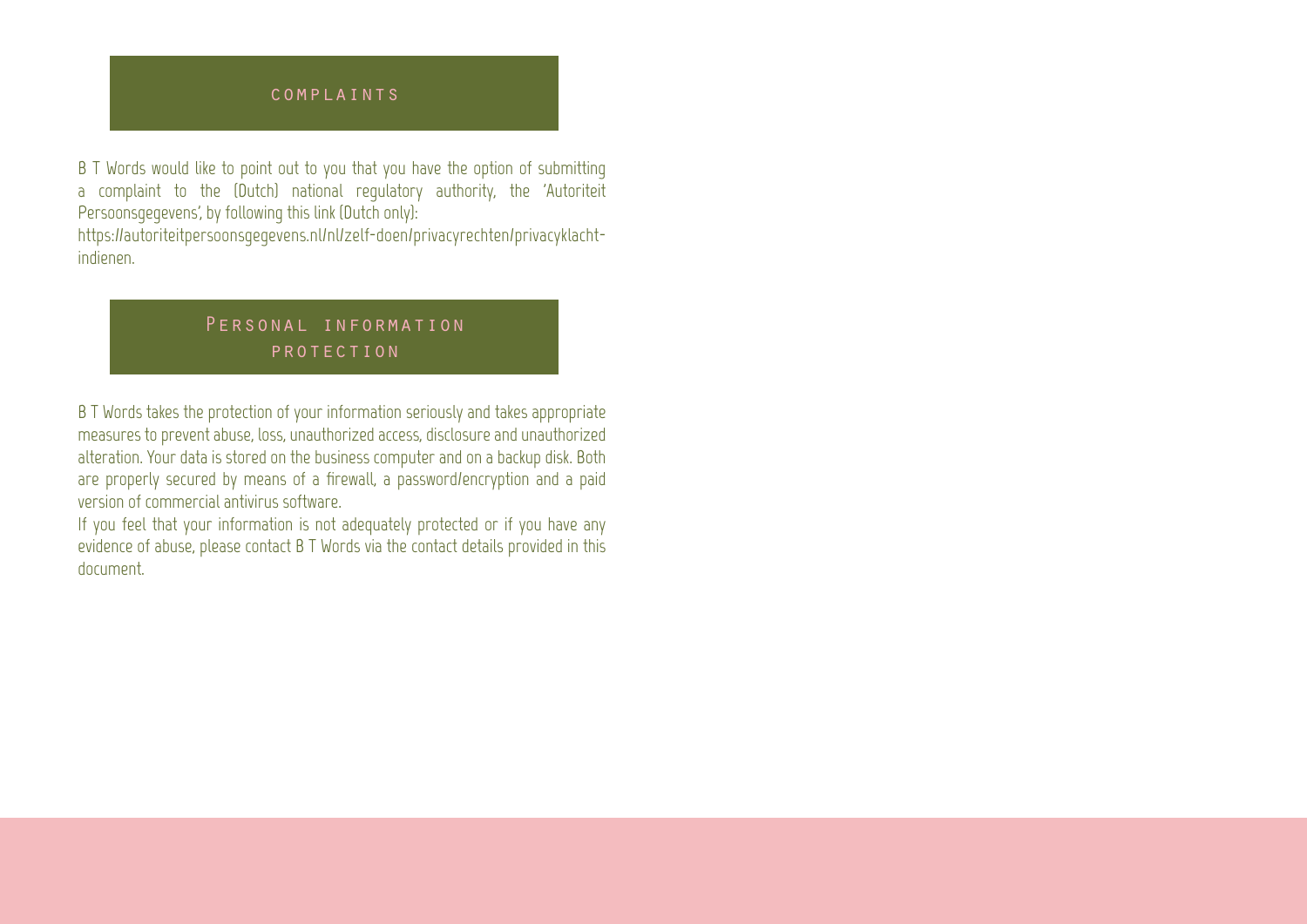## COMPLAINTS

B T Words would like to point out to you that you have the option of submitting a complaint to the (Dutch) national regulatory authority, the 'Autoriteit Persoonsgegevens', by following this link (Dutch only):
https://autoriteitpersoonsgegevens.nl/nl/zelf-doen/privacyrechten/privacyklacht-indienen.

## PERSONAL INFORMATION PROTECTION

B T Words takes the protection of your information seriously and takes appropriate measures to prevent abuse, loss, unauthorized access, disclosure and unauthorized alteration. Your data is stored on the business computer and on a backup disk. Both are properly secured by means of a firewall, a password/encryption and a paid version of commercial antivirus software.
If you feel that your information is not adequately protected or if you have any evidence of abuse, please contact B T Words via the contact details provided in this document.